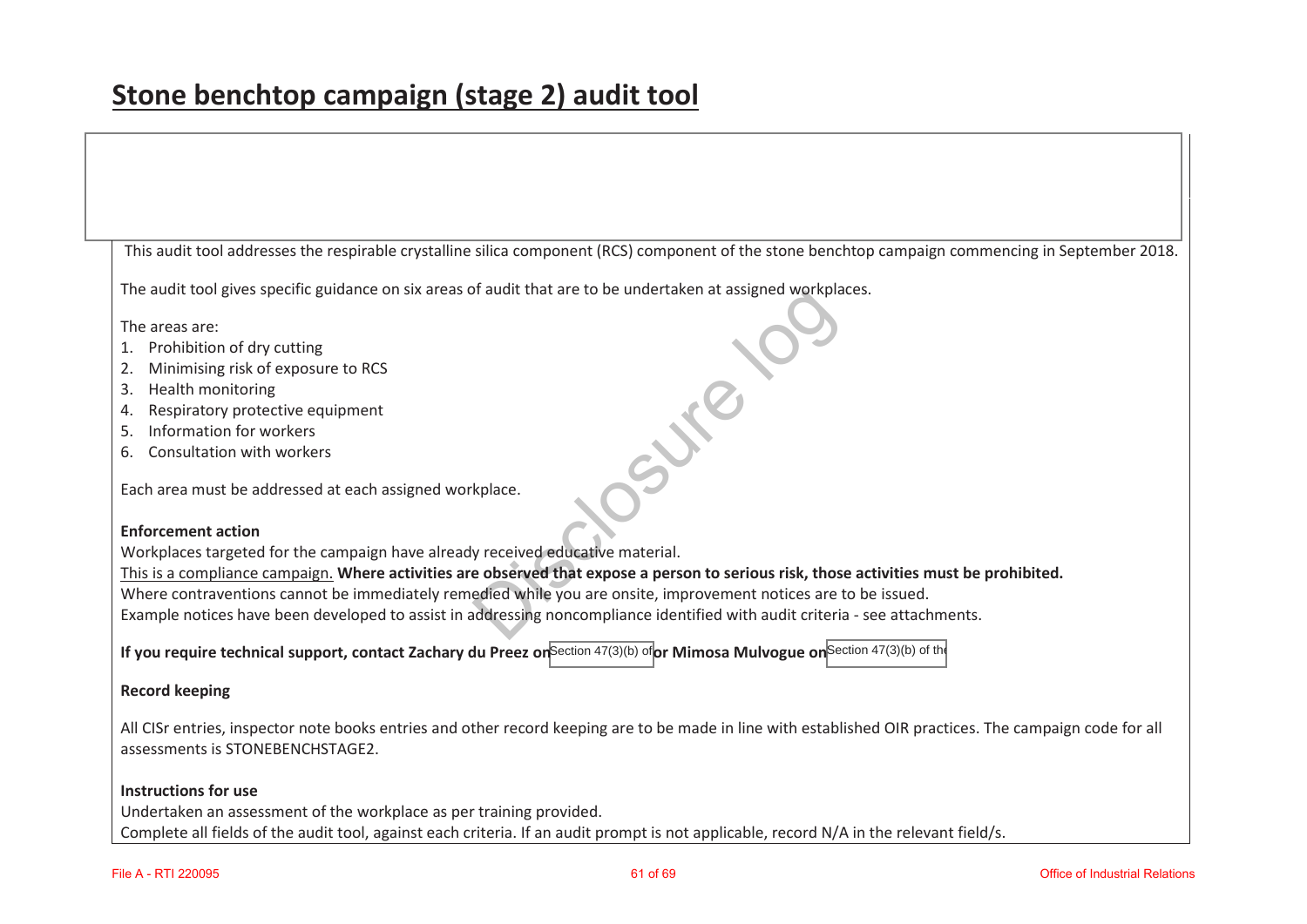# Stone benchtop campaign (stage 2) audit tool

This audit tool addresses the respirable crystalline silica component (RCS) component of the stone benchtop campaign commencing in September 2018.

The audit tool gives specific guidance on six areas of audit that are to be undertaken at assigned workplaces.

The areas are:

1. Prohibition of dry cutting
2. Minimising risk of exposure to RCS
3. Health monitoring
4. Respiratory protective equipment
5. Information for workers
6. Consultation with workers

Each area must be addressed at each assigned workplace.

**Enforcement action**

Workplaces targeted for the campaign have already received educative material.

This is a compliance campaign. **Where activities are observed that expose a person to serious risk, those activities must be prohibited.**

Where contraventions cannot be immediately remedied while you are onsite, improvement notices are to be issued.

Example notices have been developed to assist in addressing noncompliance identified with audit criteria - see attachments.

**If you require technical support, contact Zachary du Preez on** Section 47(3)(b) of **or Mimosa Mulvogue on** Section 47(3)(b) of the

**Record keeping**

All CISr entries, inspector note books entries and other record keeping are to be made in line with established OIR practices. The campaign code for all assessments is STONEBENCHSTAGE2.

**Instructions for use**

Undertaken an assessment of the workplace as per training provided.

Complete all fields of the audit tool, against each criteria. If an audit prompt is not applicable, record N/A in the relevant field/s.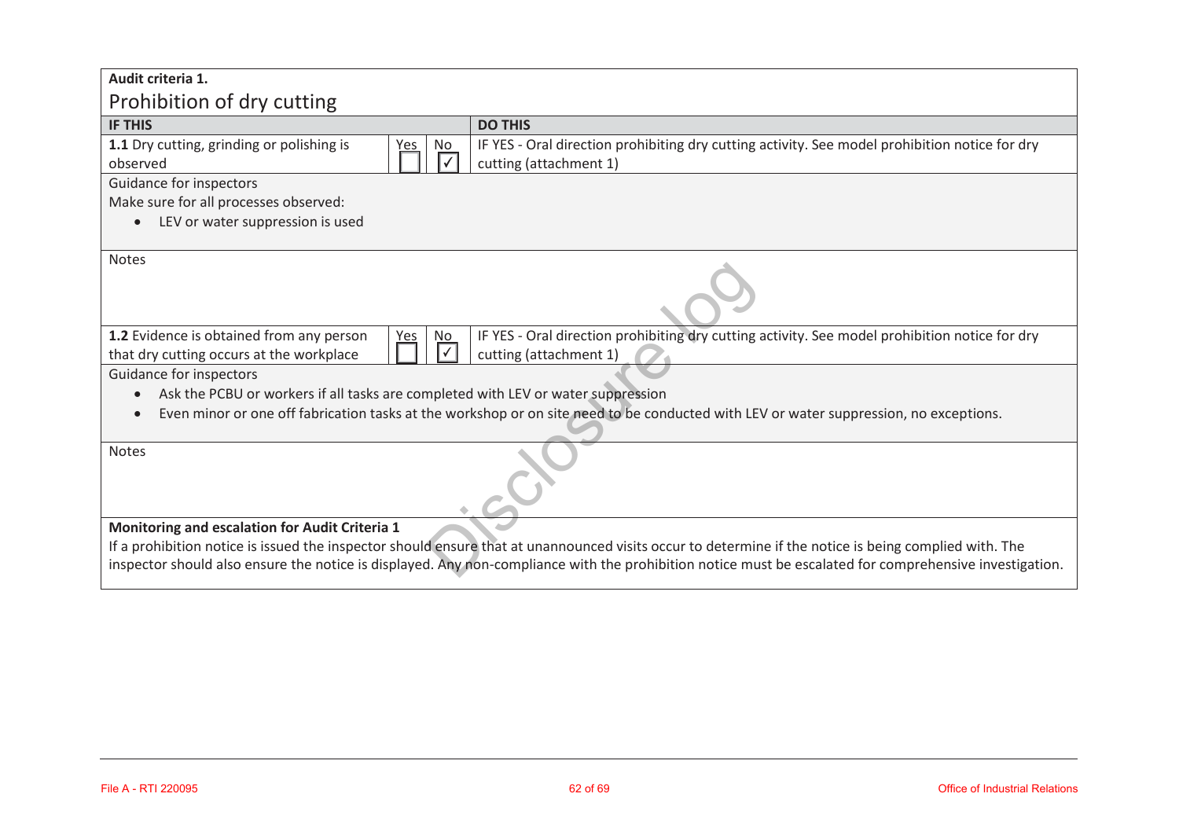**Audit criteria 1.**

## Prohibition of dry cutting

| IF THIS | Yes | No | DO THIS |
|---|---|---|---|
| **1.1** Dry cutting, grinding or polishing is observed | ☐ | ☑ | IF YES - Oral direction prohibiting dry cutting activity. See model prohibition notice for dry cutting (attachment 1) |

Guidance for inspectors

Make sure for all processes observed:

- LEV or water suppression is used

Notes

| IF THIS | Yes | No | DO THIS |
|---|---|---|---|
| **1.2** Evidence is obtained from any person that dry cutting occurs at the workplace | ☐ | ☑ | IF YES - Oral direction prohibiting dry cutting activity. See model prohibition notice for dry cutting (attachment 1) |

Guidance for inspectors

- Ask the PCBU or workers if all tasks are completed with LEV or water suppression
- Even minor or one off fabrication tasks at the workshop or on site need to be conducted with LEV or water suppression, no exceptions.

Notes

**Monitoring and escalation for Audit Criteria 1**

If a prohibition notice is issued the inspector should ensure that at unannounced visits occur to determine if the notice is being complied with. The inspector should also ensure the notice is displayed. Any non-compliance with the prohibition notice must be escalated for comprehensive investigation.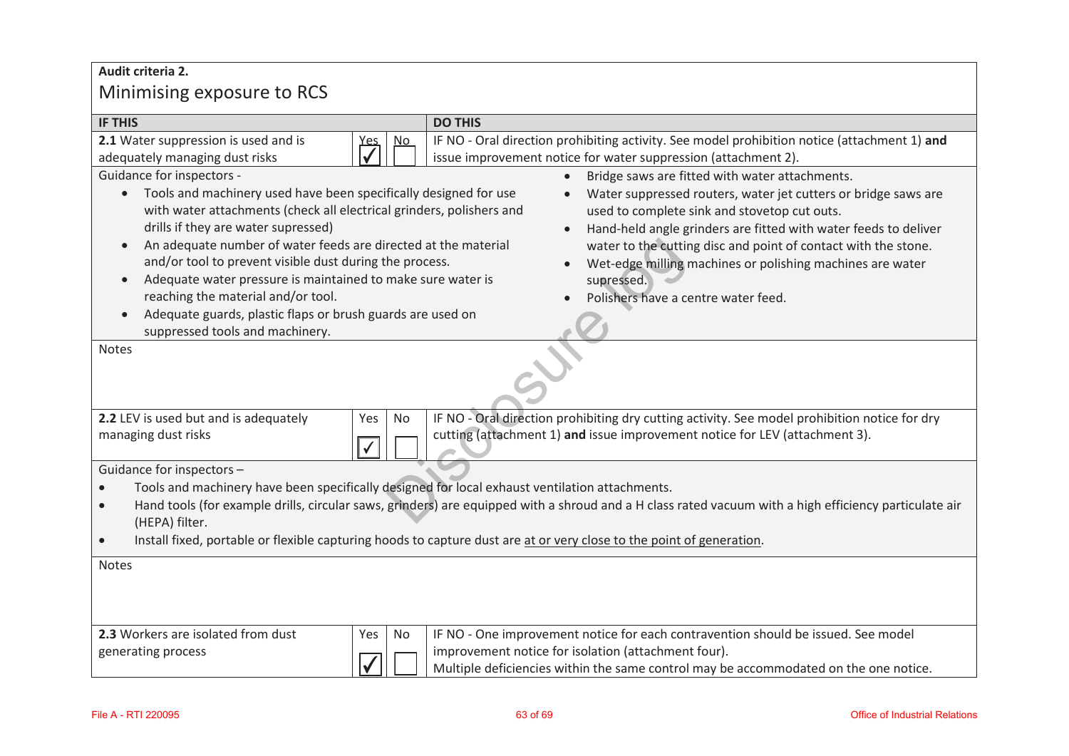**Audit criteria 2.**

## Minimising exposure to RCS

| IF THIS | Yes | No | DO THIS |
|---|---|---|---|
| **2.1** Water suppression is used and is adequately managing dust risks | ✓ | | IF NO - Oral direction prohibiting activity. See model prohibition notice (attachment 1) **and** issue improvement notice for water suppression (attachment 2). |

Guidance for inspectors -

- Tools and machinery used have been specifically designed for use with water attachments (check all electrical grinders, polishers and drills if they are water supressed)
- An adequate number of water feeds are directed at the material and/or tool to prevent visible dust during the process.
- Adequate water pressure is maintained to make sure water is reaching the material and/or tool.
- Adequate guards, plastic flaps or brush guards are used on suppressed tools and machinery.
- Bridge saws are fitted with water attachments.
- Water suppressed routers, water jet cutters or bridge saws are used to complete sink and stovetop cut outs.
- Hand-held angle grinders are fitted with water feeds to deliver water to the cutting disc and point of contact with the stone.
- Wet-edge milling machines or polishing machines are water supressed.
- Polishers have a centre water feed.

Notes

| IF THIS | Yes | No | DO THIS |
|---|---|---|---|
| **2.2** LEV is used but and is adequately managing dust risks | ✓ | | IF NO - Oral direction prohibiting dry cutting activity. See model prohibition notice for dry cutting (attachment 1) **and** issue improvement notice for LEV (attachment 3). |

Guidance for inspectors –

- Tools and machinery have been specifically designed for local exhaust ventilation attachments.
- Hand tools (for example drills, circular saws, grinders) are equipped with a shroud and a H class rated vacuum with a high efficiency particulate air (HEPA) filter.
- Install fixed, portable or flexible capturing hoods to capture dust are at or very close to the point of generation.

Notes

| IF THIS | Yes | No | DO THIS |
|---|---|---|---|
| **2.3** Workers are isolated from dust generating process | ✓ | | IF NO - One improvement notice for each contravention should be issued. See model improvement notice for isolation (attachment four). Multiple deficiencies within the same control may be accommodated on the one notice. |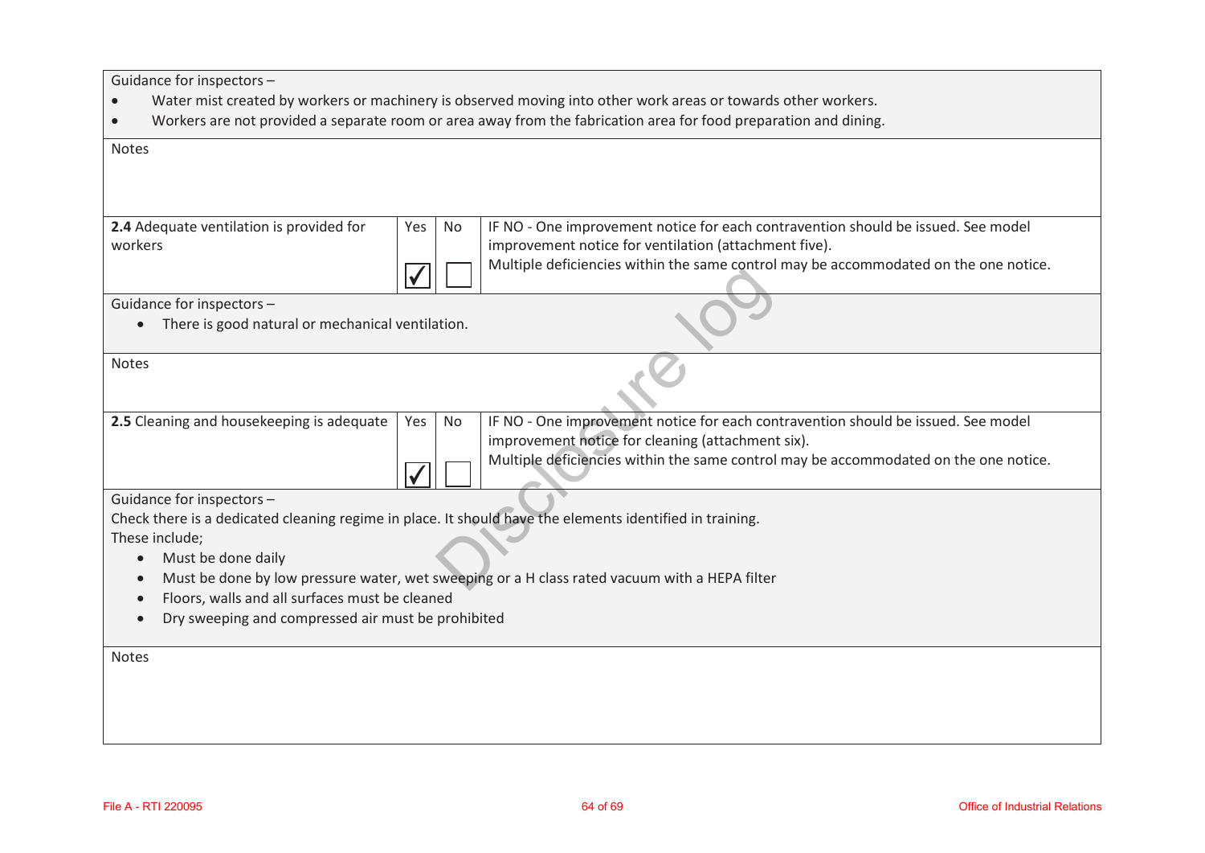Guidance for inspectors –

- Water mist created by workers or machinery is observed moving into other work areas or towards other workers.
- Workers are not provided a separate room or area away from the fabrication area for food preparation and dining.

Notes

| Item | Yes | No | Action |
|---|---|---|---|
| **2.4** Adequate ventilation is provided for workers | ✓ | ☐ | IF NO - One improvement notice for each contravention should be issued. See model improvement notice for ventilation (attachment five). Multiple deficiencies within the same control may be accommodated on the one notice. |

Guidance for inspectors –

- There is good natural or mechanical ventilation.

Notes

| Item | Yes | No | Action |
|---|---|---|---|
| **2.5** Cleaning and housekeeping is adequate | ✓ | ☐ | IF NO - One improvement notice for each contravention should be issued. See model improvement notice for cleaning (attachment six). Multiple deficiencies within the same control may be accommodated on the one notice. |

Guidance for inspectors –

Check there is a dedicated cleaning regime in place. It should have the elements identified in training.

These include;

- Must be done daily
- Must be done by low pressure water, wet sweeping or a H class rated vacuum with a HEPA filter
- Floors, walls and all surfaces must be cleaned
- Dry sweeping and compressed air must be prohibited

Notes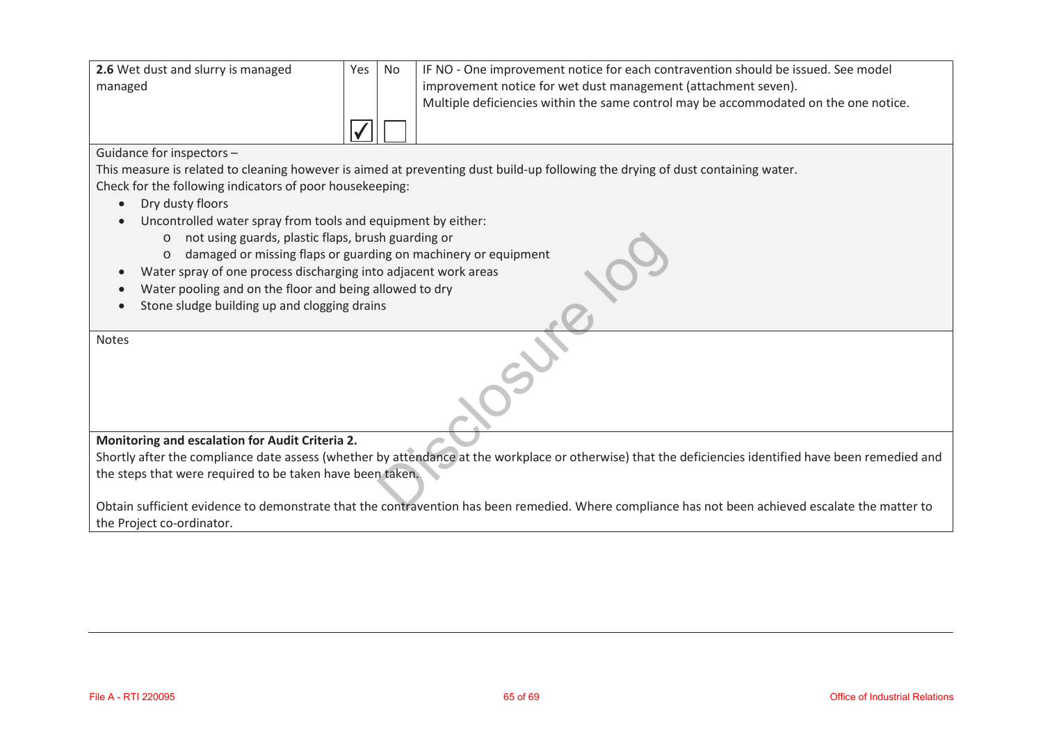| **2.6** Wet dust and slurry is managed managed | Yes | No | IF NO - One improvement notice for each contravention should be issued. See model improvement notice for wet dust management (attachment seven). Multiple deficiencies within the same control may be accommodated on the one notice. |
|---|---|---|---|
| | ☑ | ☐ | |

Guidance for inspectors –

This measure is related to cleaning however is aimed at preventing dust build-up following the drying of dust containing water.

Check for the following indicators of poor housekeeping:

- Dry dusty floors
- Uncontrolled water spray from tools and equipment by either:
  - not using guards, plastic flaps, brush guarding or
  - damaged or missing flaps or guarding on machinery or equipment
- Water spray of one process discharging into adjacent work areas
- Water pooling and on the floor and being allowed to dry
- Stone sludge building up and clogging drains

Notes

**Monitoring and escalation for Audit Criteria 2.**

Shortly after the compliance date assess (whether by attendance at the workplace or otherwise) that the deficiencies identified have been remedied and the steps that were required to be taken have been taken.

Obtain sufficient evidence to demonstrate that the contravention has been remedied. Where compliance has not been achieved escalate the matter to the Project co-ordinator.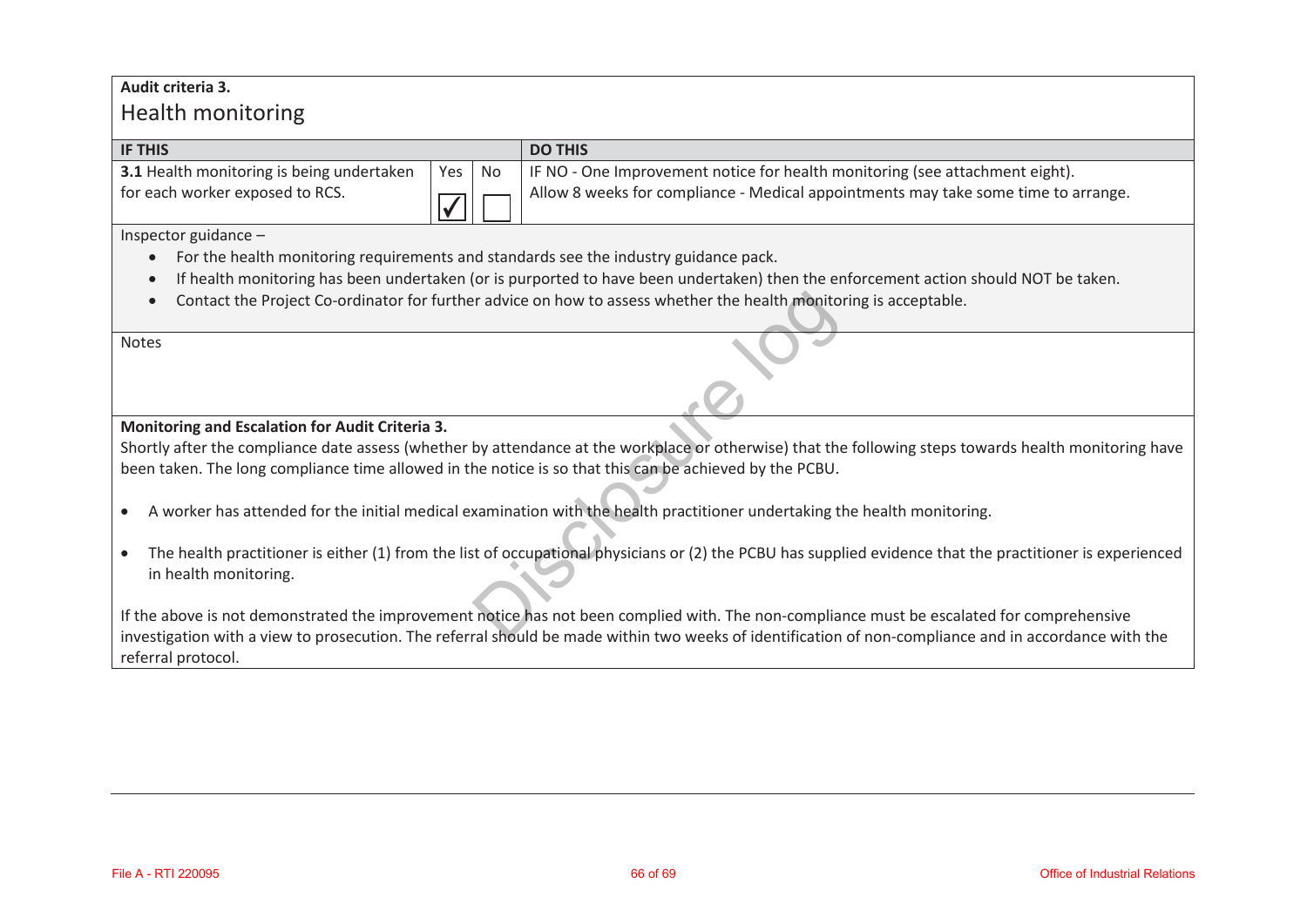**Audit criteria 3.**

## Health monitoring

| IF THIS | Yes | No | DO THIS |
|---|---|---|---|
| **3.1** Health monitoring is being undertaken for each worker exposed to RCS. | ☑ | ☐ | IF NO - One Improvement notice for health monitoring (see attachment eight). Allow 8 weeks for compliance - Medical appointments may take some time to arrange. |

Inspector guidance –

- For the health monitoring requirements and standards see the industry guidance pack.
- If health monitoring has been undertaken (or is purported to have been undertaken) then the enforcement action should NOT be taken.
- Contact the Project Co-ordinator for further advice on how to assess whether the health monitoring is acceptable.

Notes

**Monitoring and Escalation for Audit Criteria 3.**

Shortly after the compliance date assess (whether by attendance at the workplace or otherwise) that the following steps towards health monitoring have been taken. The long compliance time allowed in the notice is so that this can be achieved by the PCBU.

- A worker has attended for the initial medical examination with the health practitioner undertaking the health monitoring.
- The health practitioner is either (1) from the list of occupational physicians or (2) the PCBU has supplied evidence that the practitioner is experienced in health monitoring.

If the above is not demonstrated the improvement notice has not been complied with. The non-compliance must be escalated for comprehensive investigation with a view to prosecution. The referral should be made within two weeks of identification of non-compliance and in accordance with the referral protocol.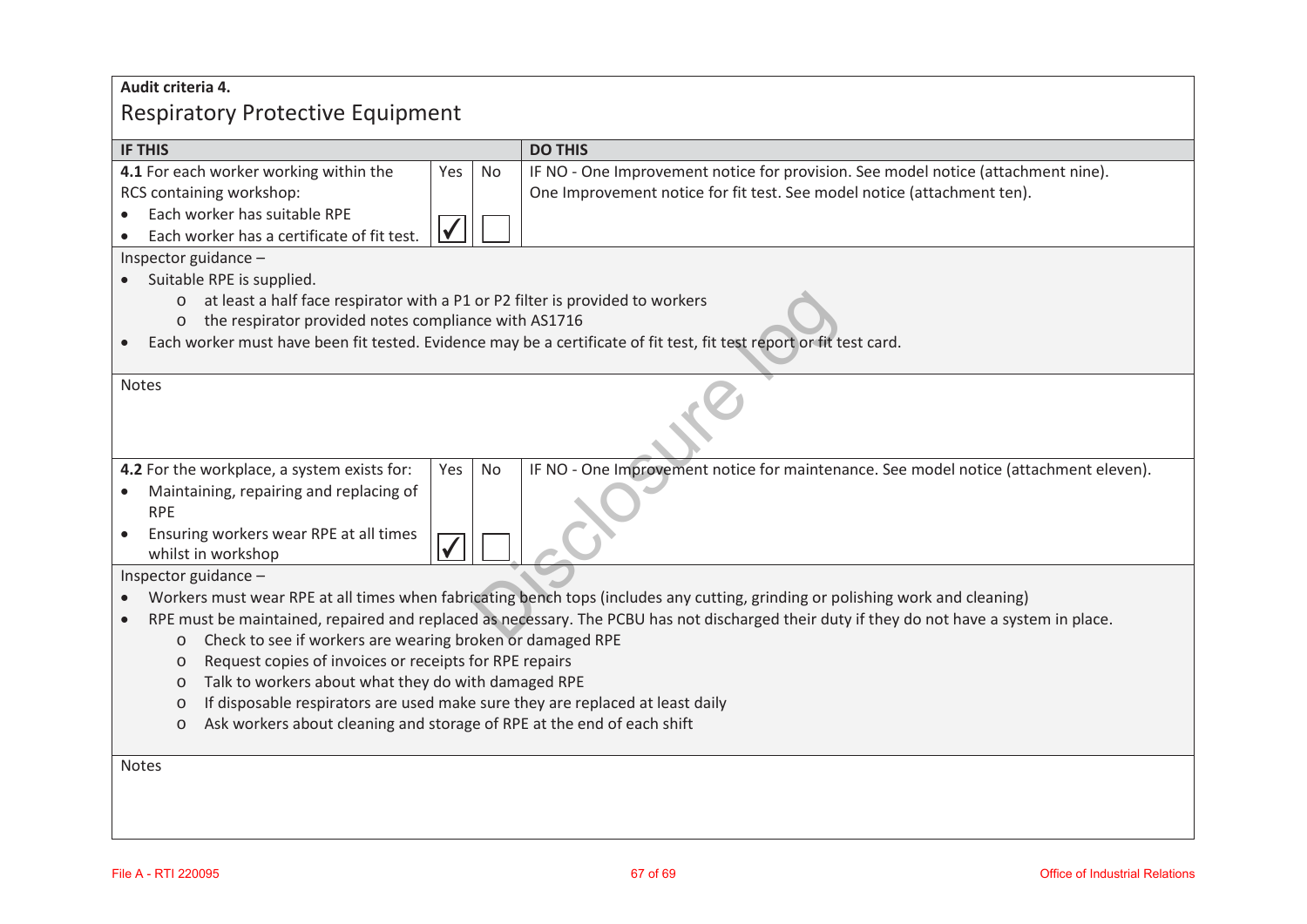**Audit criteria 4.**

## Respiratory Protective Equipment

| IF THIS | Yes | No | DO THIS |
|---|---|---|---|
| **4.1** For each worker working within the RCS containing workshop:<br>• Each worker has suitable RPE<br>• Each worker has a certificate of fit test. | ✓ | | IF NO - One Improvement notice for provision. See model notice (attachment nine).<br>One Improvement notice for fit test. See model notice (attachment ten). |

Inspector guidance –

- Suitable RPE is supplied.
  - at least a half face respirator with a P1 or P2 filter is provided to workers
  - the respirator provided notes compliance with AS1716
- Each worker must have been fit tested. Evidence may be a certificate of fit test, fit test report or fit test card.

Notes

| IF THIS | Yes | No | DO THIS |
|---|---|---|---|
| **4.2** For the workplace, a system exists for:<br>• Maintaining, repairing and replacing of RPE<br>• Ensuring workers wear RPE at all times whilst in workshop | ✓ | | IF NO - One Improvement notice for maintenance. See model notice (attachment eleven). |

Inspector guidance –

- Workers must wear RPE at all times when fabricating bench tops (includes any cutting, grinding or polishing work and cleaning)
- RPE must be maintained, repaired and replaced as necessary. The PCBU has not discharged their duty if they do not have a system in place.
  - Check to see if workers are wearing broken or damaged RPE
  - Request copies of invoices or receipts for RPE repairs
  - Talk to workers about what they do with damaged RPE
  - If disposable respirators are used make sure they are replaced at least daily
  - Ask workers about cleaning and storage of RPE at the end of each shift

Notes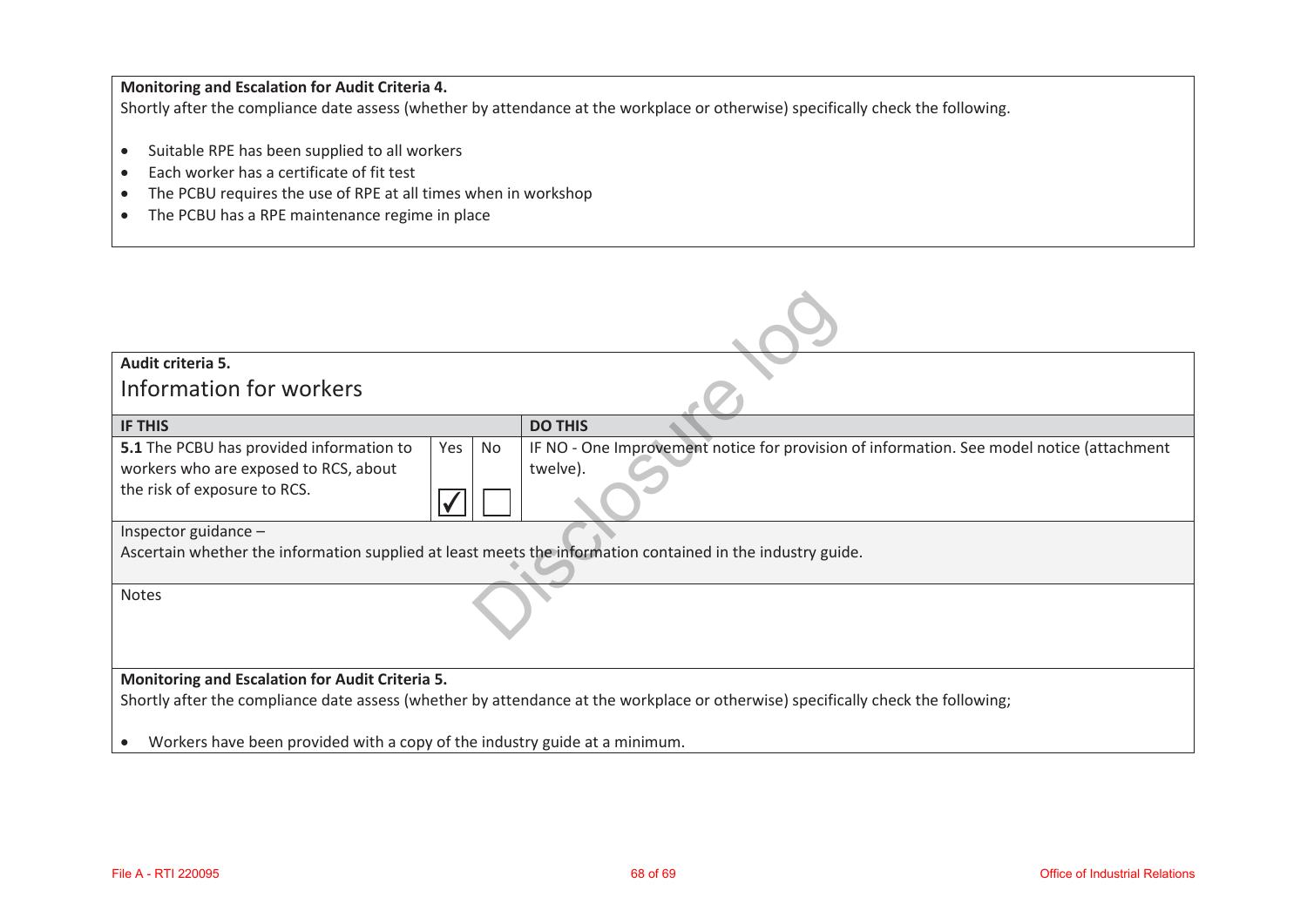**Monitoring and Escalation for Audit Criteria 4.**

Shortly after the compliance date assess (whether by attendance at the workplace or otherwise) specifically check the following.

- Suitable RPE has been supplied to all workers
- Each worker has a certificate of fit test
- The PCBU requires the use of RPE at all times when in workshop
- The PCBU has a RPE maintenance regime in place

**Audit criteria 5.**

## Information for workers

| IF THIS | Yes | No | DO THIS |
|---|---|---|---|
| **5.1** The PCBU has provided information to workers who are exposed to RCS, about the risk of exposure to RCS. | ✓ | | IF NO - One Improvement notice for provision of information. See model notice (attachment twelve). |

Inspector guidance –

Ascertain whether the information supplied at least meets the information contained in the industry guide.

Notes

**Monitoring and Escalation for Audit Criteria 5.**

Shortly after the compliance date assess (whether by attendance at the workplace or otherwise) specifically check the following;

- Workers have been provided with a copy of the industry guide at a minimum.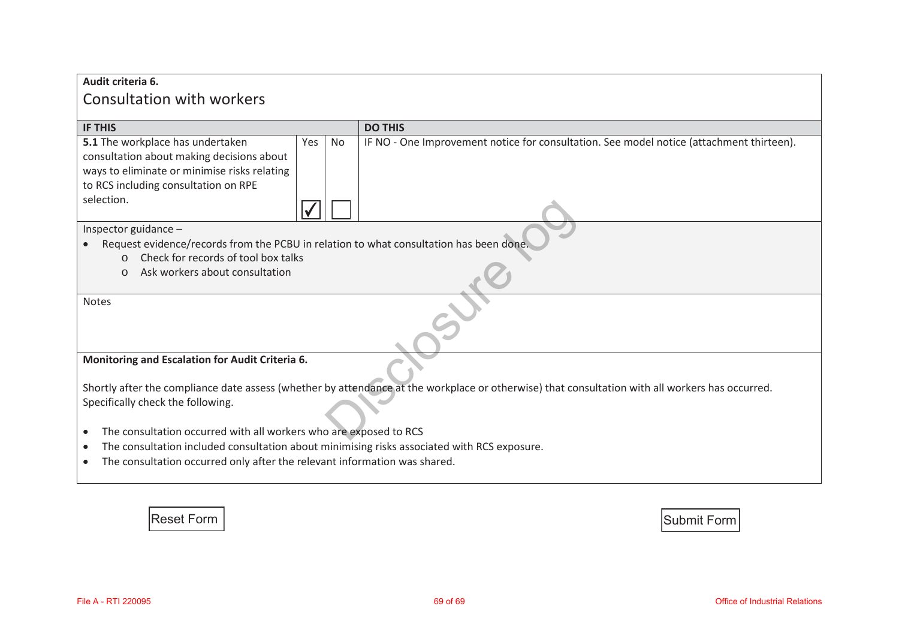**Audit criteria 6.**

## Consultation with workers

| IF THIS | Yes | No | DO THIS |
|---|---|---|---|
| **5.1** The workplace has undertaken consultation about making decisions about ways to eliminate or minimise risks relating to RCS including consultation on RPE selection. | ☑ | ☐ | IF NO - One Improvement notice for consultation. See model notice (attachment thirteen). |

Inspector guidance –

- Request evidence/records from the PCBU in relation to what consultation has been done.
  - Check for records of tool box talks
  - Ask workers about consultation

Notes

**Monitoring and Escalation for Audit Criteria 6.**

Shortly after the compliance date assess (whether by attendance at the workplace or otherwise) that consultation with all workers has occurred. Specifically check the following.

- The consultation occurred with all workers who are exposed to RCS
- The consultation included consultation about minimising risks associated with RCS exposure.
- The consultation occurred only after the relevant information was shared.

Reset Form

Submit Form